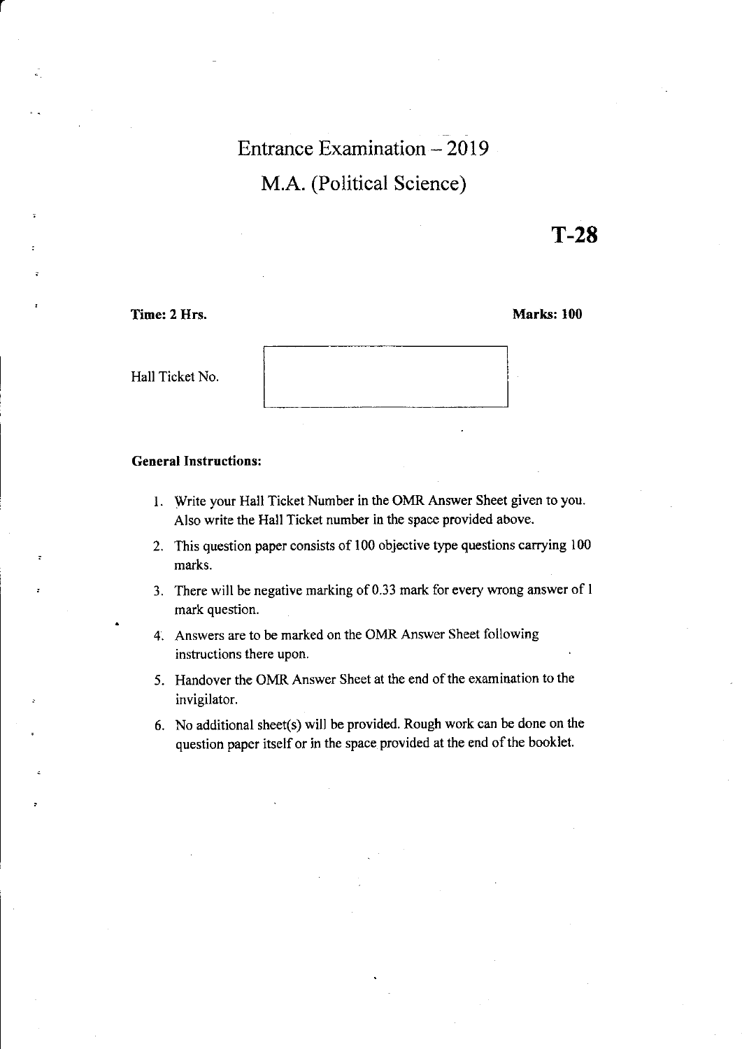# Entrance Examination – 2019

## M.A. (Political Science)

**T-28**

**Time: 2 Hrs.** **Marks: 100**

Hall Ticket No.

**General Instructions:**

1. Write your Hall Ticket Number in the OMR Answer Sheet given to you. Also write the Hall Ticket number in the space provided above.
2. This question paper consists of 100 objective type questions carrying 100 marks.
3. There will be negative marking of 0.33 mark for every wrong answer of 1 mark question.
4. Answers are to be marked on the OMR Answer Sheet following instructions there upon.
5. Handover the OMR Answer Sheet at the end of the examination to the invigilator.
6. No additional sheet(s) will be provided. Rough work can be done on the question paper itself or in the space provided at the end of the booklet.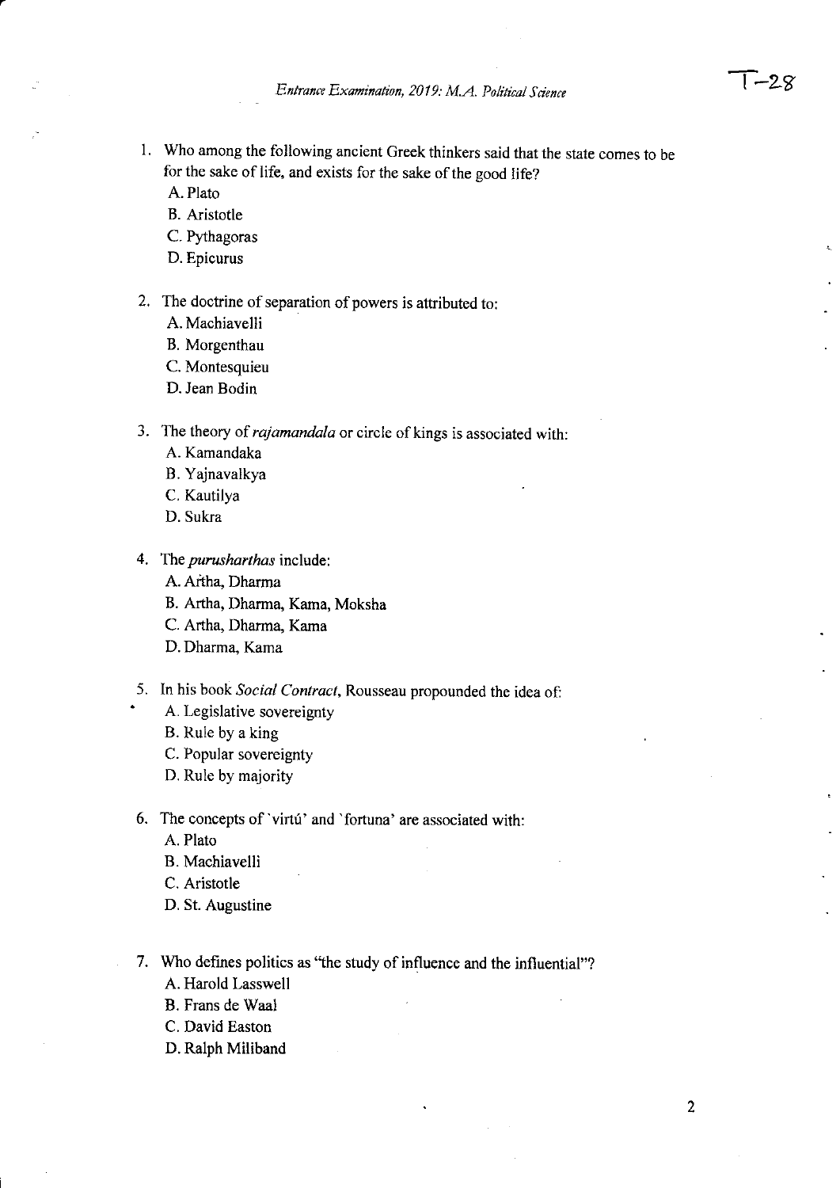1. Who among the following ancient Greek thinkers said that the state comes to be for the sake of life, and exists for the sake of the good life?
   A. Plato
   B. Aristotle
   C. Pythagoras
   D. Epicurus

2. The doctrine of separation of powers is attributed to:
   A. Machiavelli
   B. Morgenthau
   C. Montesquieu
   D. Jean Bodin

3. The theory of *rajamandala* or circle of kings is associated with:
   A. Kamandaka
   B. Yajnavalkya
   C. Kautilya
   D. Sukra

4. The *purusharthas* include:
   A. Artha, Dharma
   B. Artha, Dharma, Kama, Moksha
   C. Artha, Dharma, Kama
   D. Dharma, Kama

5. In his book *Social Contract*, Rousseau propounded the idea of:
   A. Legislative sovereignty
   B. Rule by a king
   C. Popular sovereignty
   D. Rule by majority

6. The concepts of 'virtú' and 'fortuna' are associated with:
   A. Plato
   B. Machiavelli
   C. Aristotle
   D. St. Augustine

7. Who defines politics as "the study of influence and the influential"?
   A. Harold Lasswell
   B. Frans de Waal
   C. David Easton
   D. Ralph Miliband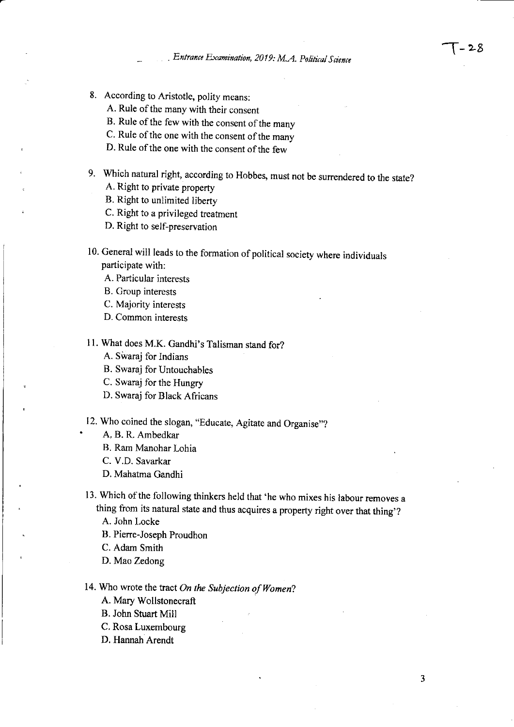8. According to Aristotle, polity means:
   A. Rule of the many with their consent
   B. Rule of the few with the consent of the many
   C. Rule of the one with the consent of the many
   D. Rule of the one with the consent of the few

9. Which natural right, according to Hobbes, must not be surrendered to the state?
   A. Right to private property
   B. Right to unlimited liberty
   C. Right to a privileged treatment
   D. Right to self-preservation

10. General will leads to the formation of political society where individuals participate with:
    A. Particular interests
    B. Group interests
    C. Majority interests
    D. Common interests

11. What does M.K. Gandhi's Talisman stand for?
    A. Swaraj for Indians
    B. Swaraj for Untouchables
    C. Swaraj for the Hungry
    D. Swaraj for Black Africans

12. Who coined the slogan, "Educate, Agitate and Organise"?
    A. B. R. Ambedkar
    B. Ram Manohar Lohia
    C. V.D. Savarkar
    D. Mahatma Gandhi

13. Which of the following thinkers held that 'he who mixes his labour removes a thing from its natural state and thus acquires a property right over that thing'?
    A. John Locke
    B. Pierre-Joseph Proudhon
    C. Adam Smith
    D. Mao Zedong

14. Who wrote the tract *On the Subjection of Women*?
    A. Mary Wollstonecraft
    B. John Stuart Mill
    C. Rosa Luxembourg
    D. Hannah Arendt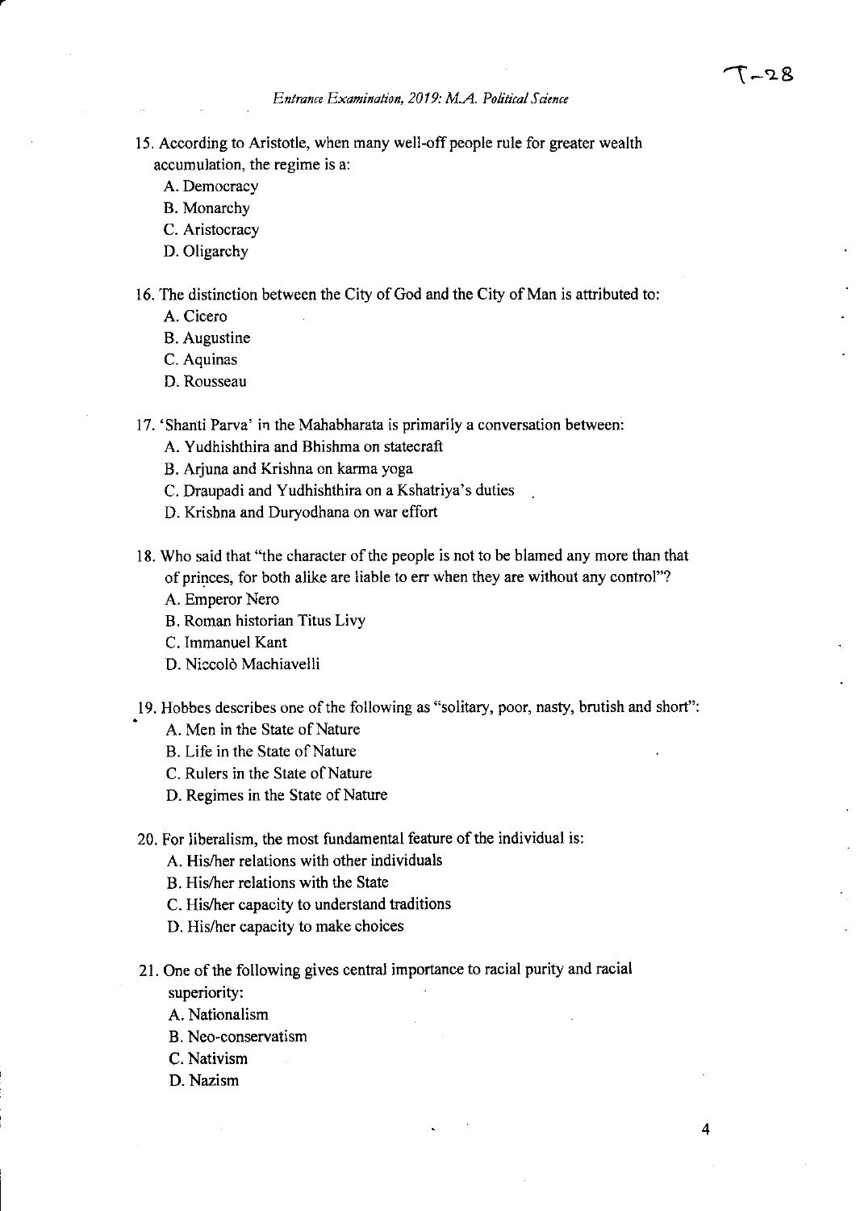15. According to Aristotle, when many well-off people rule for greater wealth accumulation, the regime is a:
    A. Democracy
    B. Monarchy
    C. Aristocracy
    D. Oligarchy

16. The distinction between the City of God and the City of Man is attributed to:
    A. Cicero
    B. Augustine
    C. Aquinas
    D. Rousseau

17. 'Shanti Parva' in the Mahabharata is primarily a conversation between:
    A. Yudhishthira and Bhishma on statecraft
    B. Arjuna and Krishna on karma yoga
    C. Draupadi and Yudhishthira on a Kshatriya's duties
    D. Krishna and Duryodhana on war effort

18. Who said that "the character of the people is not to be blamed any more than that of princes, for both alike are liable to err when they are without any control"?
    A. Emperor Nero
    B. Roman historian Titus Livy
    C. Immanuel Kant
    D. Niccolò Machiavelli

19. Hobbes describes one of the following as "solitary, poor, nasty, brutish and short":
    A. Men in the State of Nature
    B. Life in the State of Nature
    C. Rulers in the State of Nature
    D. Regimes in the State of Nature

20. For liberalism, the most fundamental feature of the individual is:
    A. His/her relations with other individuals
    B. His/her relations with the State
    C. His/her capacity to understand traditions
    D. His/her capacity to make choices

21. One of the following gives central importance to racial purity and racial superiority:
    A. Nationalism
    B. Neo-conservatism
    C. Nativism
    D. Nazism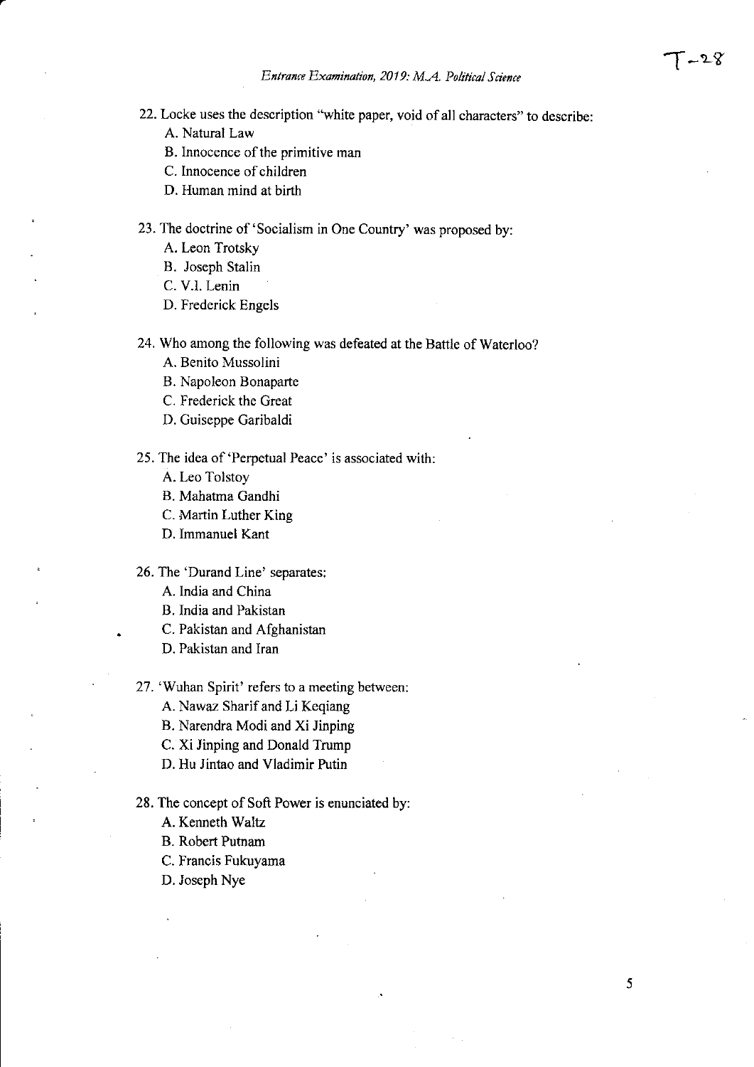22. Locke uses the description "white paper, void of all characters" to describe:
    A. Natural Law
    B. Innocence of the primitive man
    C. Innocence of children
    D. Human mind at birth

23. The doctrine of 'Socialism in One Country' was proposed by:
    A. Leon Trotsky
    B. Joseph Stalin
    C. V.I. Lenin
    D. Frederick Engels

24. Who among the following was defeated at the Battle of Waterloo?
    A. Benito Mussolini
    B. Napoleon Bonaparte
    C. Frederick the Great
    D. Guiseppe Garibaldi

25. The idea of 'Perpetual Peace' is associated with:
    A. Leo Tolstoy
    B. Mahatma Gandhi
    C. Martin Luther King
    D. Immanuel Kant

26. The 'Durand Line' separates:
    A. India and China
    B. India and Pakistan
    C. Pakistan and Afghanistan
    D. Pakistan and Iran

27. 'Wuhan Spirit' refers to a meeting between:
    A. Nawaz Sharif and Li Keqiang
    B. Narendra Modi and Xi Jinping
    C. Xi Jinping and Donald Trump
    D. Hu Jintao and Vladimir Putin

28. The concept of Soft Power is enunciated by:
    A. Kenneth Waltz
    B. Robert Putnam
    C. Francis Fukuyama
    D. Joseph Nye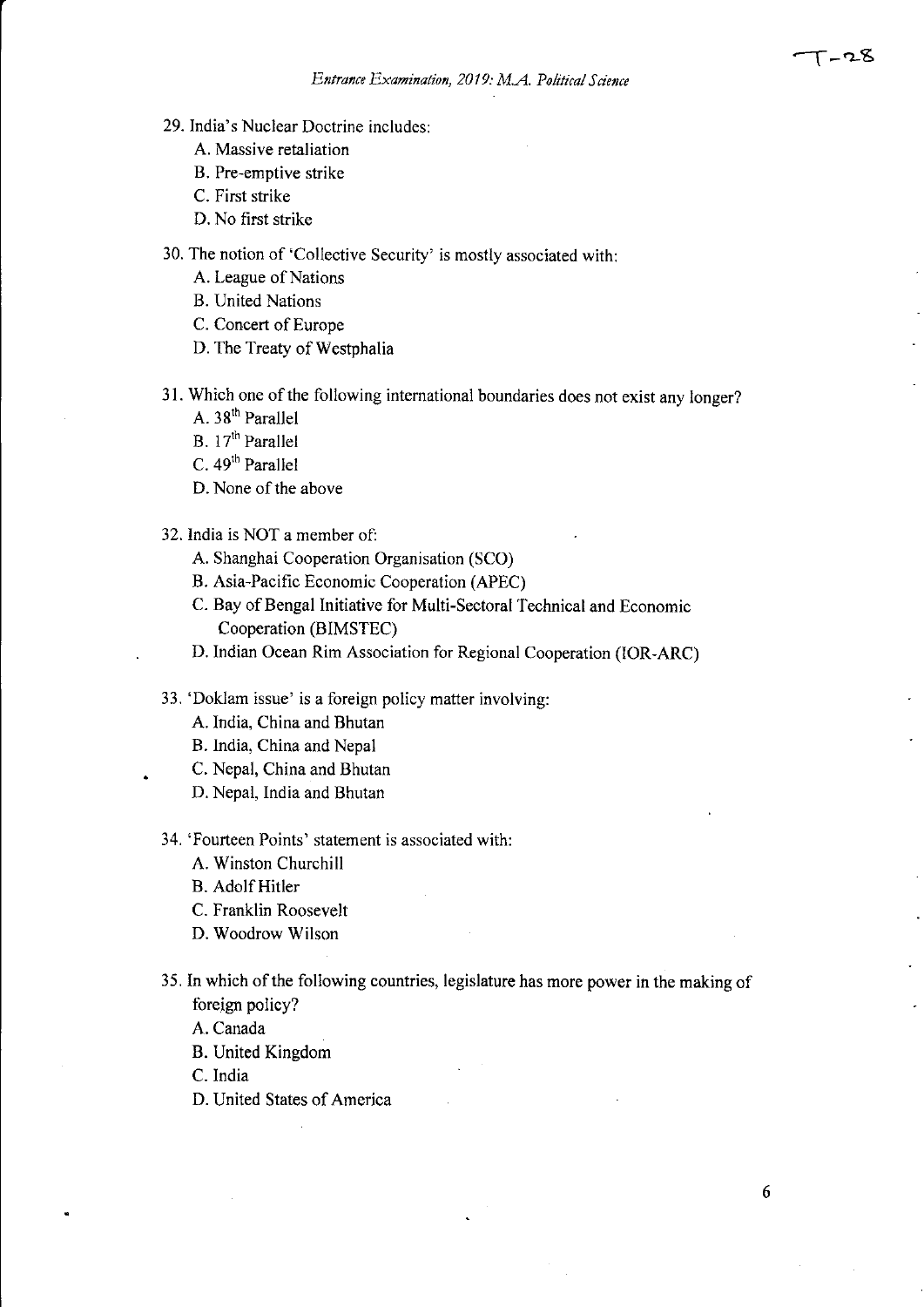29. India's Nuclear Doctrine includes:
    A. Massive retaliation
    B. Pre-emptive strike
    C. First strike
    D. No first strike

30. The notion of 'Collective Security' is mostly associated with:
    A. League of Nations
    B. United Nations
    C. Concert of Europe
    D. The Treaty of Westphalia

31. Which one of the following international boundaries does not exist any longer?
    A. 38th Parallel
    B. 17th Parallel
    C. 49th Parallel
    D. None of the above

32. India is NOT a member of:
    A. Shanghai Cooperation Organisation (SCO)
    B. Asia-Pacific Economic Cooperation (APEC)
    C. Bay of Bengal Initiative for Multi-Sectoral Technical and Economic Cooperation (BIMSTEC)
    D. Indian Ocean Rim Association for Regional Cooperation (IOR-ARC)

33. 'Doklam issue' is a foreign policy matter involving:
    A. India, China and Bhutan
    B. India, China and Nepal
    C. Nepal, China and Bhutan
    D. Nepal, India and Bhutan

34. 'Fourteen Points' statement is associated with:
    A. Winston Churchill
    B. Adolf Hitler
    C. Franklin Roosevelt
    D. Woodrow Wilson

35. In which of the following countries, legislature has more power in the making of foreign policy?
    A. Canada
    B. United Kingdom
    C. India
    D. United States of America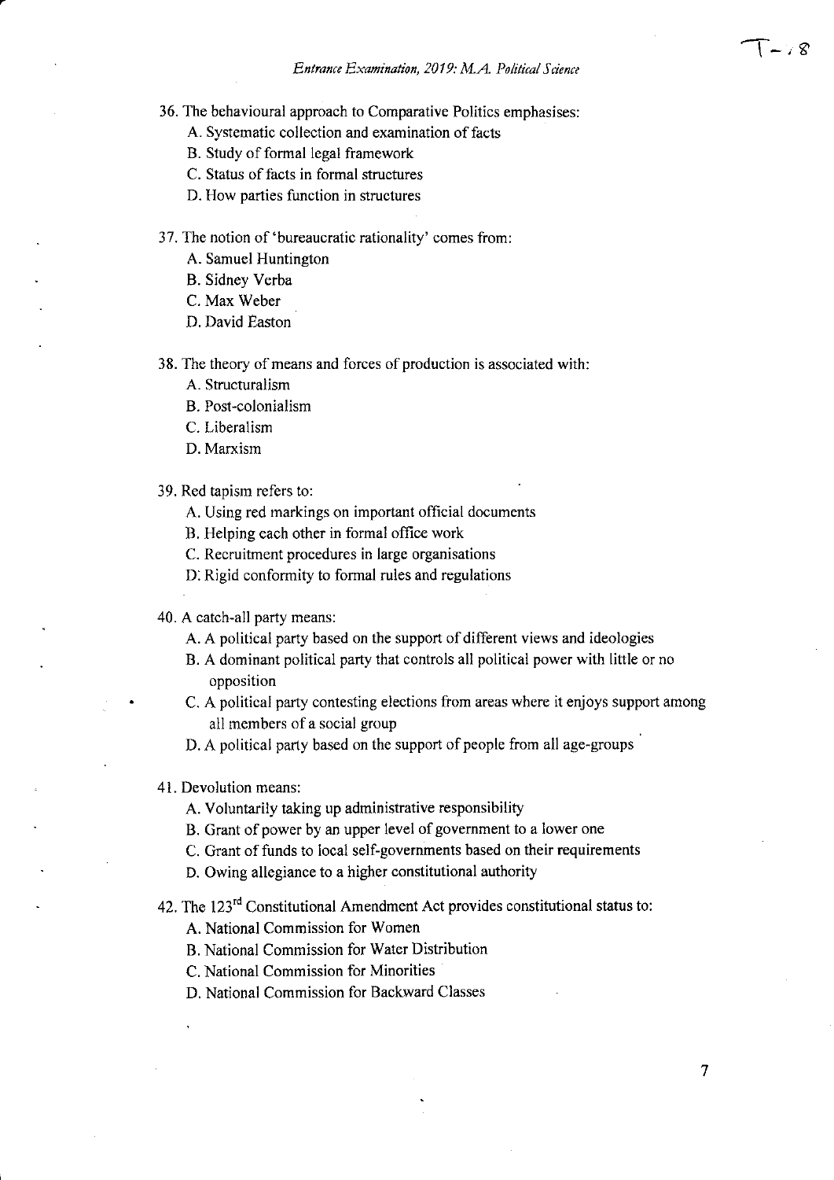36. The behavioural approach to Comparative Politics emphasises:
    A. Systematic collection and examination of facts
    B. Study of formal legal framework
    C. Status of facts in formal structures
    D. How parties function in structures

37. The notion of 'bureaucratic rationality' comes from:
    A. Samuel Huntington
    B. Sidney Verba
    C. Max Weber
    D. David Easton

38. The theory of means and forces of production is associated with:
    A. Structuralism
    B. Post-colonialism
    C. Liberalism
    D. Marxism

39. Red tapism refers to:
    A. Using red markings on important official documents
    B. Helping each other in formal office work
    C. Recruitment procedures in large organisations
    D. Rigid conformity to formal rules and regulations

40. A catch-all party means:
    A. A political party based on the support of different views and ideologies
    B. A dominant political party that controls all political power with little or no opposition
    C. A political party contesting elections from areas where it enjoys support among all members of a social group
    D. A political party based on the support of people from all age-groups

41. Devolution means:
    A. Voluntarily taking up administrative responsibility
    B. Grant of power by an upper level of government to a lower one
    C. Grant of funds to local self-governments based on their requirements
    D. Owing allegiance to a higher constitutional authority

42. The 123rd Constitutional Amendment Act provides constitutional status to:
    A. National Commission for Women
    B. National Commission for Water Distribution
    C. National Commission for Minorities
    D. National Commission for Backward Classes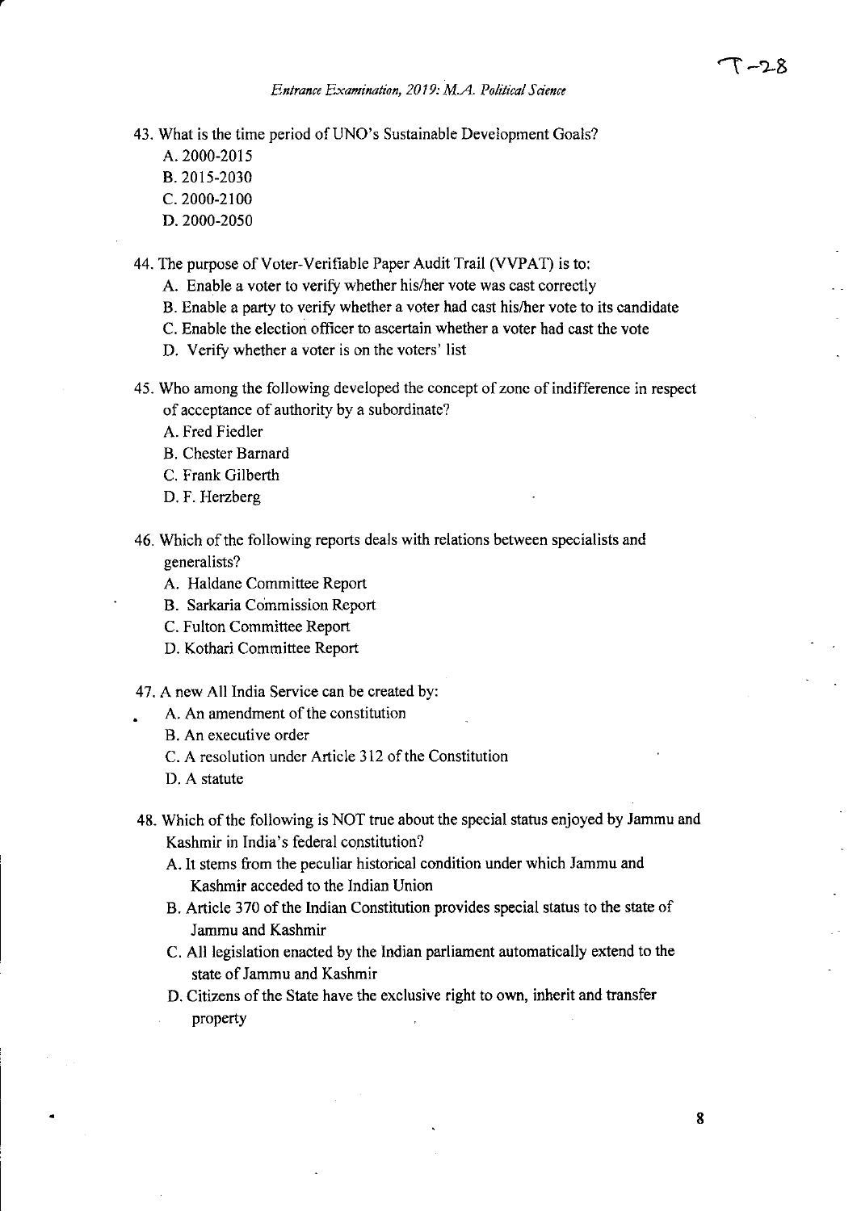43. What is the time period of UNO's Sustainable Development Goals?
    A. 2000-2015
    B. 2015-2030
    C. 2000-2100
    D. 2000-2050

44. The purpose of Voter-Verifiable Paper Audit Trail (VVPAT) is to:
    A. Enable a voter to verify whether his/her vote was cast correctly
    B. Enable a party to verify whether a voter had cast his/her vote to its candidate
    C. Enable the election officer to ascertain whether a voter had cast the vote
    D. Verify whether a voter is on the voters' list

45. Who among the following developed the concept of zone of indifference in respect of acceptance of authority by a subordinate?
    A. Fred Fiedler
    B. Chester Barnard
    C. Frank Gilberth
    D. F. Herzberg

46. Which of the following reports deals with relations between specialists and generalists?
    A. Haldane Committee Report
    B. Sarkaria Commission Report
    C. Fulton Committee Report
    D. Kothari Committee Report

47. A new All India Service can be created by:
    A. An amendment of the constitution
    B. An executive order
    C. A resolution under Article 312 of the Constitution
    D. A statute

48. Which of the following is NOT true about the special status enjoyed by Jammu and Kashmir in India's federal constitution?
    A. It stems from the peculiar historical condition under which Jammu and Kashmir acceded to the Indian Union
    B. Article 370 of the Indian Constitution provides special status to the state of Jammu and Kashmir
    C. All legislation enacted by the Indian parliament automatically extend to the state of Jammu and Kashmir
    D. Citizens of the State have the exclusive right to own, inherit and transfer property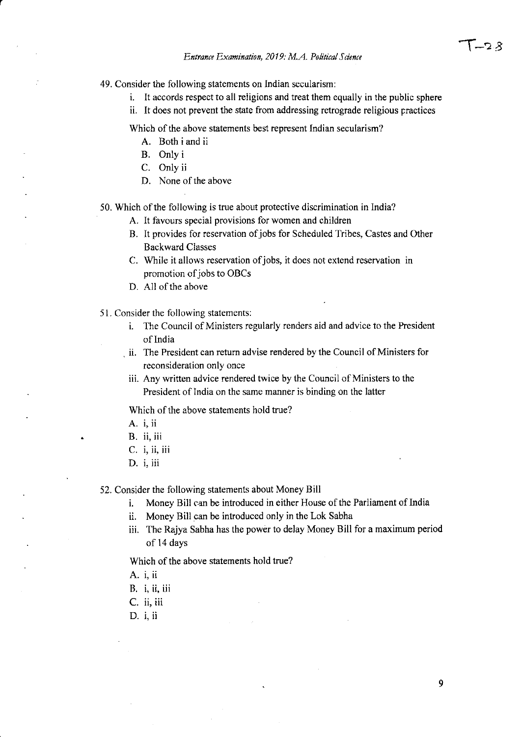49. Consider the following statements on Indian secularism:
    i. It accords respect to all religions and treat them equally in the public sphere
    ii. It does not prevent the state from addressing retrograde religious practices

    Which of the above statements best represent Indian secularism?
    A. Both i and ii
    B. Only i
    C. Only ii
    D. None of the above

50. Which of the following is true about protective discrimination in India?
    A. It favours special provisions for women and children
    B. It provides for reservation of jobs for Scheduled Tribes, Castes and Other Backward Classes
    C. While it allows reservation of jobs, it does not extend reservation in promotion of jobs to OBCs
    D. All of the above

51. Consider the following statements:
    i. The Council of Ministers regularly renders aid and advice to the President of India
    ii. The President can return advise rendered by the Council of Ministers for reconsideration only once
    iii. Any written advice rendered twice by the Council of Ministers to the President of India on the same manner is binding on the latter

    Which of the above statements hold true?
    A. i, ii
    B. ii, iii
    C. i, ii, iii
    D. i, iii

52. Consider the following statements about Money Bill
    i. Money Bill can be introduced in either House of the Parliament of India
    ii. Money Bill can be introduced only in the Lok Sabha
    iii. The Rajya Sabha has the power to delay Money Bill for a maximum period of 14 days

    Which of the above statements hold true?
    A. i, ii
    B. i, ii, iii
    C. ii, iii
    D. i, ii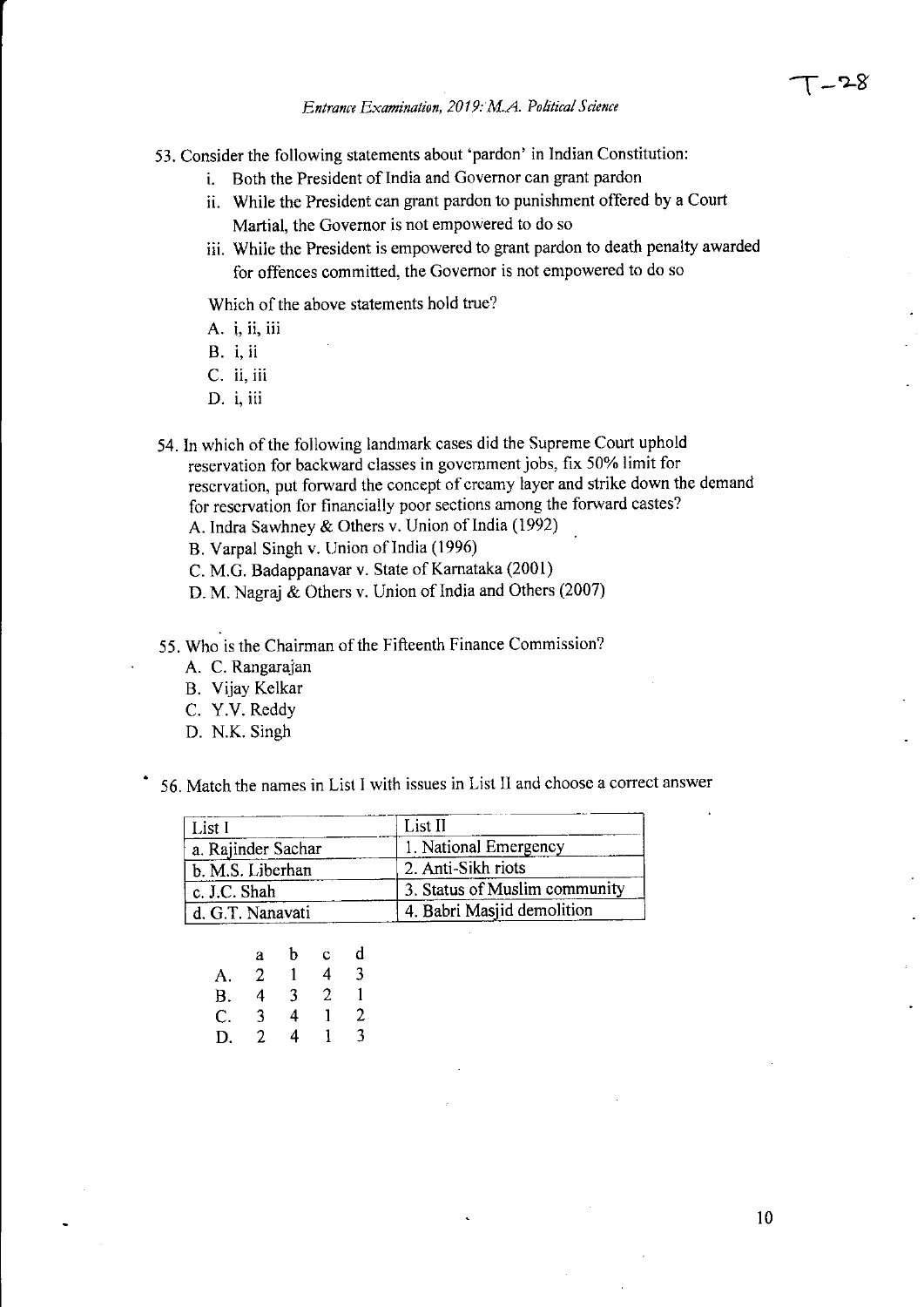53. Consider the following statements about 'pardon' in Indian Constitution:
   i. Both the President of India and Governor can grant pardon
   ii. While the President can grant pardon to punishment offered by a Court Martial, the Governor is not empowered to do so
   iii. While the President is empowered to grant pardon to death penalty awarded for offences committed, the Governor is not empowered to do so

   Which of the above statements hold true?
   A. i, ii, iii
   B. i, ii
   C. ii, iii
   D. i, iii

54. In which of the following landmark cases did the Supreme Court uphold reservation for backward classes in government jobs, fix 50% limit for reservation, put forward the concept of creamy layer and strike down the demand for reservation for financially poor sections among the forward castes?
   A. Indra Sawhney & Others v. Union of India (1992)
   B. Varpal Singh v. Union of India (1996)
   C. M.G. Badappanavar v. State of Karnataka (2001)
   D. M. Nagraj & Others v. Union of India and Others (2007)

55. Who is the Chairman of the Fifteenth Finance Commission?
   A. C. Rangarajan
   B. Vijay Kelkar
   C. Y.V. Reddy
   D. N.K. Singh

56. Match the names in List I with issues in List II and choose a correct answer

| List I | List II |
|---|---|
| a. Rajinder Sachar | 1. National Emergency |
| b. M.S. Liberhan | 2. Anti-Sikh riots |
| c. J.C. Shah | 3. Status of Muslim community |
| d. G.T. Nanavati | 4. Babri Masjid demolition |

| | a | b | c | d |
|---|---|---|---|---|
| A. | 2 | 1 | 4 | 3 |
| B. | 4 | 3 | 2 | 1 |
| C. | 3 | 4 | 1 | 2 |
| D. | 2 | 4 | 1 | 3 |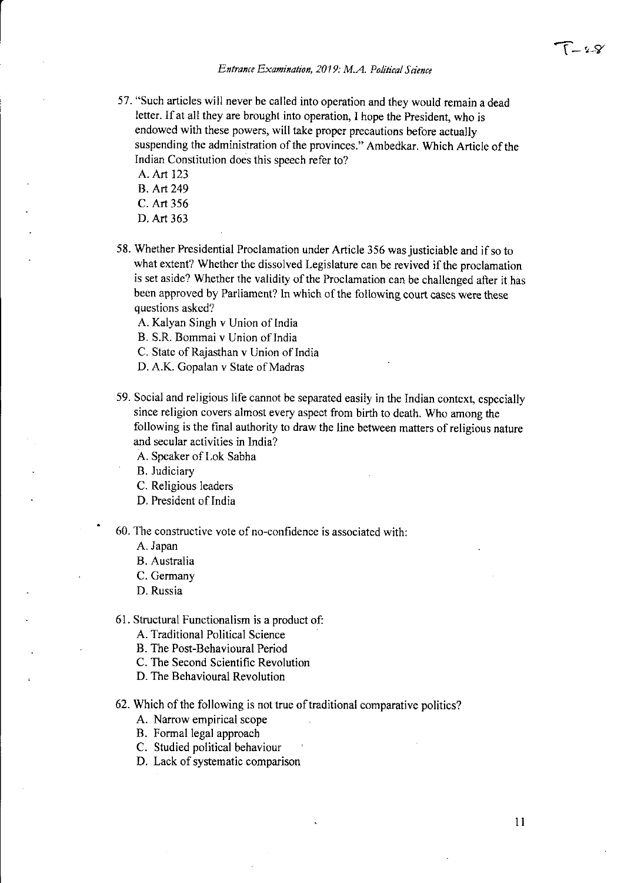57. "Such articles will never be called into operation and they would remain a dead letter. If at all they are brought into operation, I hope the President, who is endowed with these powers, will take proper precautions before actually suspending the administration of the provinces." Ambedkar. Which Article of the Indian Constitution does this speech refer to?

   A. Art 123
   B. Art 249
   C. Art 356
   D. Art 363

58. Whether Presidential Proclamation under Article 356 was justiciable and if so to what extent? Whether the dissolved Legislature can be revived if the proclamation is set aside? Whether the validity of the Proclamation can be challenged after it has been approved by Parliament? In which of the following court cases were these questions asked?

   A. Kalyan Singh v Union of India
   B. S.R. Bommai v Union of India
   C. State of Rajasthan v Union of India
   D. A.K. Gopalan v State of Madras

59. Social and religious life cannot be separated easily in the Indian context, especially since religion covers almost every aspect from birth to death. Who among the following is the final authority to draw the line between matters of religious nature and secular activities in India?

   A. Speaker of Lok Sabha
   B. Judiciary
   C. Religious leaders
   D. President of India

60. The constructive vote of no-confidence is associated with:

   A. Japan
   B. Australia
   C. Germany
   D. Russia

61. Structural Functionalism is a product of:

   A. Traditional Political Science
   B. The Post-Behavioural Period
   C. The Second Scientific Revolution
   D. The Behavioural Revolution

62. Which of the following is not true of traditional comparative politics?

   A. Narrow empirical scope
   B. Formal legal approach
   C. Studied political behaviour
   D. Lack of systematic comparison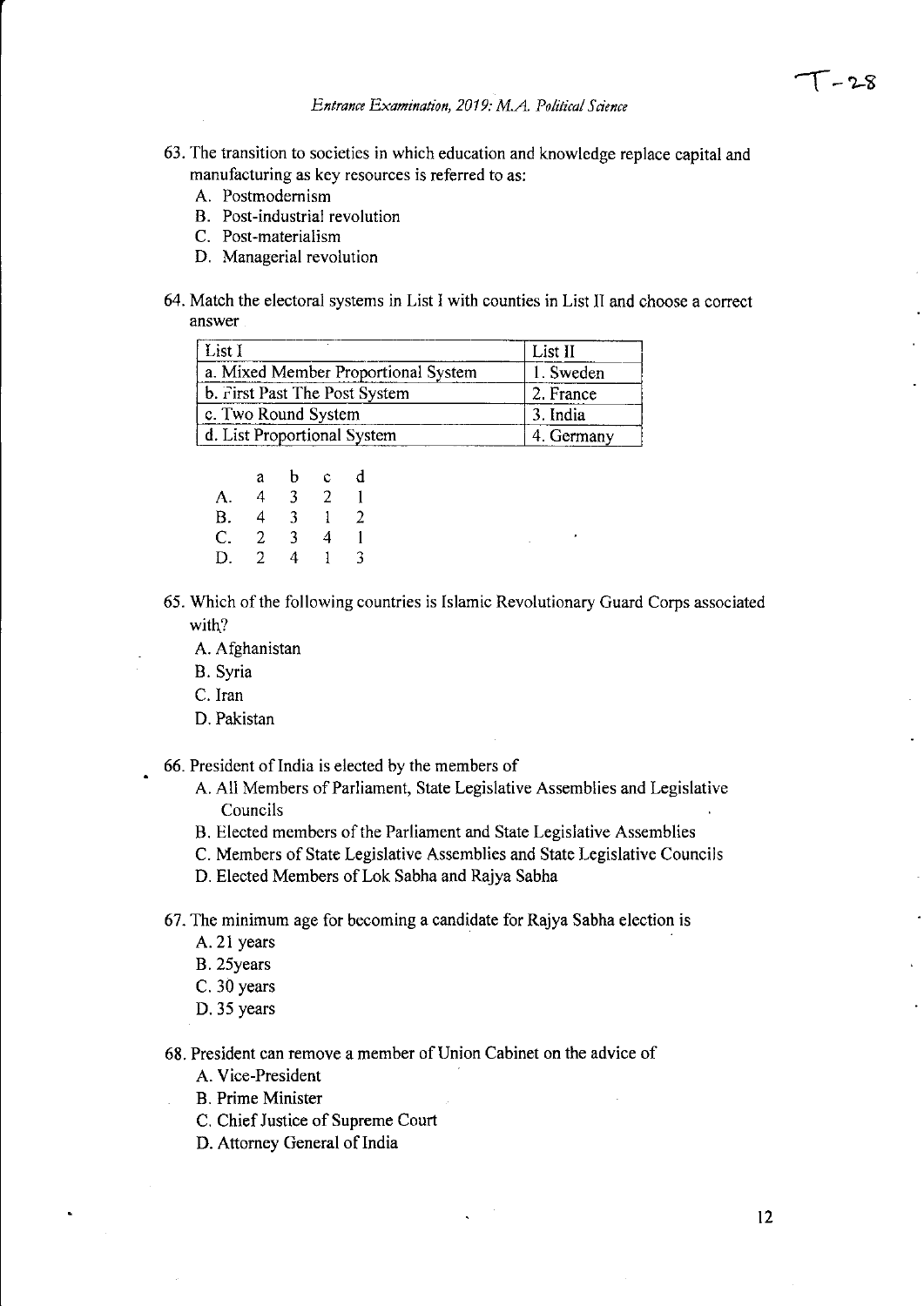63. The transition to societies in which education and knowledge replace capital and manufacturing as key resources is referred to as:
   A. Postmodernism
   B. Post-industrial revolution
   C. Post-materialism
   D. Managerial revolution

64. Match the electoral systems in List I with counties in List II and choose a correct answer

| List I | List II |
|---|---|
| a. Mixed Member Proportional System | 1. Sweden |
| b. First Past The Post System | 2. France |
| c. Two Round System | 3. India |
| d. List Proportional System | 4. Germany |

| | a | b | c | d |
|---|---|---|---|---|
| A. | 4 | 3 | 2 | 1 |
| B. | 4 | 3 | 1 | 2 |
| C. | 2 | 3 | 4 | 1 |
| D. | 2 | 4 | 1 | 3 |

65. Which of the following countries is Islamic Revolutionary Guard Corps associated with?
   A. Afghanistan
   B. Syria
   C. Iran
   D. Pakistan

66. President of India is elected by the members of
   A. All Members of Parliament, State Legislative Assemblies and Legislative Councils
   B. Elected members of the Parliament and State Legislative Assemblies
   C. Members of State Legislative Assemblies and State Legislative Councils
   D. Elected Members of Lok Sabha and Rajya Sabha

67. The minimum age for becoming a candidate for Rajya Sabha election is
   A. 21 years
   B. 25years
   C. 30 years
   D. 35 years

68. President can remove a member of Union Cabinet on the advice of
   A. Vice-President
   B. Prime Minister
   C. Chief Justice of Supreme Court
   D. Attorney General of India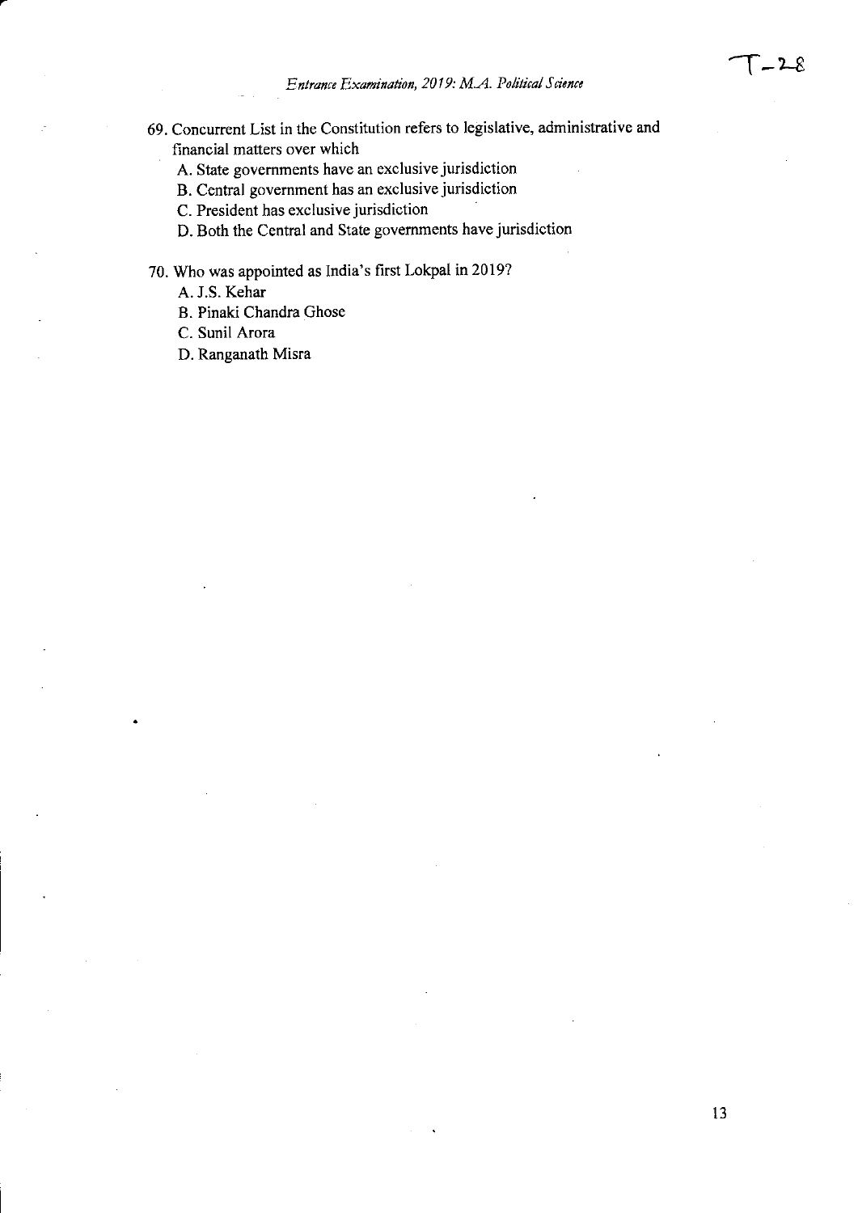69. Concurrent List in the Constitution refers to legislative, administrative and financial matters over which
    A. State governments have an exclusive jurisdiction
    B. Central government has an exclusive jurisdiction
    C. President has exclusive jurisdiction
    D. Both the Central and State governments have jurisdiction

70. Who was appointed as India's first Lokpal in 2019?
    A. J.S. Kehar
    B. Pinaki Chandra Ghose
    C. Sunil Arora
    D. Ranganath Misra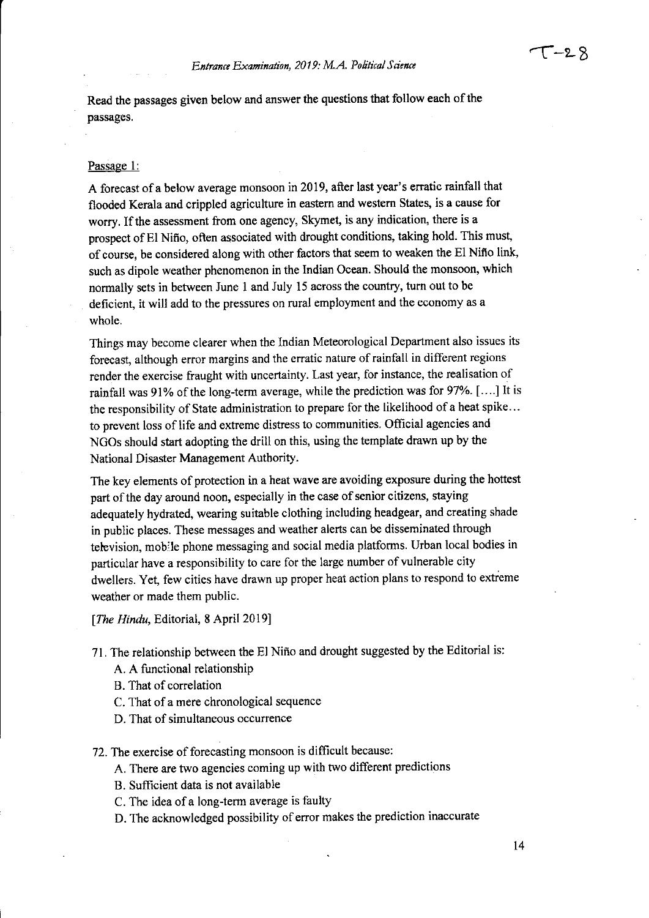Read the passages given below and answer the questions that follow each of the passages.

Passage 1:

A forecast of a below average monsoon in 2019, after last year's erratic rainfall that flooded Kerala and crippled agriculture in eastern and western States, is a cause for worry. If the assessment from one agency, Skymet, is any indication, there is a prospect of El Niño, often associated with drought conditions, taking hold. This must, of course, be considered along with other factors that seem to weaken the El Niño link, such as dipole weather phenomenon in the Indian Ocean. Should the monsoon, which normally sets in between June 1 and July 15 across the country, turn out to be deficient, it will add to the pressures on rural employment and the economy as a whole.

Things may become clearer when the Indian Meteorological Department also issues its forecast, although error margins and the erratic nature of rainfall in different regions render the exercise fraught with uncertainty. Last year, for instance, the realisation of rainfall was 91% of the long-term average, while the prediction was for 97%. [….] It is the responsibility of State administration to prepare for the likelihood of a heat spike… to prevent loss of life and extreme distress to communities. Official agencies and NGOs should start adopting the drill on this, using the template drawn up by the National Disaster Management Authority.

The key elements of protection in a heat wave are avoiding exposure during the hottest part of the day around noon, especially in the case of senior citizens, staying adequately hydrated, wearing suitable clothing including headgear, and creating shade in public places. These messages and weather alerts can be disseminated through television, mobile phone messaging and social media platforms. Urban local bodies in particular have a responsibility to care for the large number of vulnerable city dwellers. Yet, few cities have drawn up proper heat action plans to respond to extreme weather or made them public.

[*The Hindu*, Editorial, 8 April 2019]

71. The relationship between the El Niño and drought suggested by the Editorial is:
    - A. A functional relationship
    - B. That of correlation
    - C. That of a mere chronological sequence
    - D. That of simultaneous occurrence

72. The exercise of forecasting monsoon is difficult because:
    - A. There are two agencies coming up with two different predictions
    - B. Sufficient data is not available
    - C. The idea of a long-term average is faulty
    - D. The acknowledged possibility of error makes the prediction inaccurate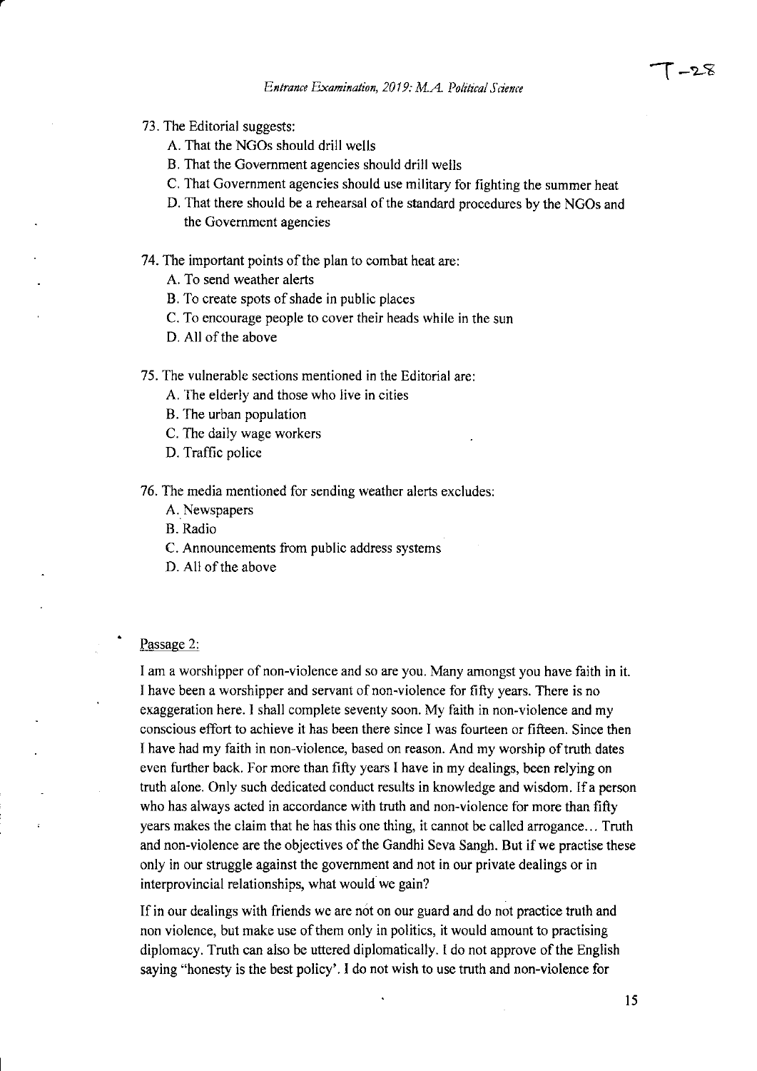73. The Editorial suggests:
    A. That the NGOs should drill wells
    B. That the Government agencies should drill wells
    C. That Government agencies should use military for fighting the summer heat
    D. That there should be a rehearsal of the standard procedures by the NGOs and the Government agencies

74. The important points of the plan to combat heat are:
    A. To send weather alerts
    B. To create spots of shade in public places
    C. To encourage people to cover their heads while in the sun
    D. All of the above

75. The vulnerable sections mentioned in the Editorial are:
    A. The elderly and those who live in cities
    B. The urban population
    C. The daily wage workers
    D. Traffic police

76. The media mentioned for sending weather alerts excludes:
    A. Newspapers
    B. Radio
    C. Announcements from public address systems
    D. All of the above

Passage 2:

I am a worshipper of non-violence and so are you. Many amongst you have faith in it. I have been a worshipper and servant of non-violence for fifty years. There is no exaggeration here. I shall complete seventy soon. My faith in non-violence and my conscious effort to achieve it has been there since I was fourteen or fifteen. Since then I have had my faith in non-violence, based on reason. And my worship of truth dates even further back. For more than fifty years I have in my dealings, been relying on truth alone. Only such dedicated conduct results in knowledge and wisdom. If a person who has always acted in accordance with truth and non-violence for more than fifty years makes the claim that he has this one thing, it cannot be called arrogance… Truth and non-violence are the objectives of the Gandhi Seva Sangh. But if we practise these only in our struggle against the government and not in our private dealings or in interprovincial relationships, what would we gain?

If in our dealings with friends we are not on our guard and do not practice truth and non violence, but make use of them only in politics, it would amount to practising diplomacy. Truth can also be uttered diplomatically. I do not approve of the English saying "honesty is the best policy'. I do not wish to use truth and non-violence for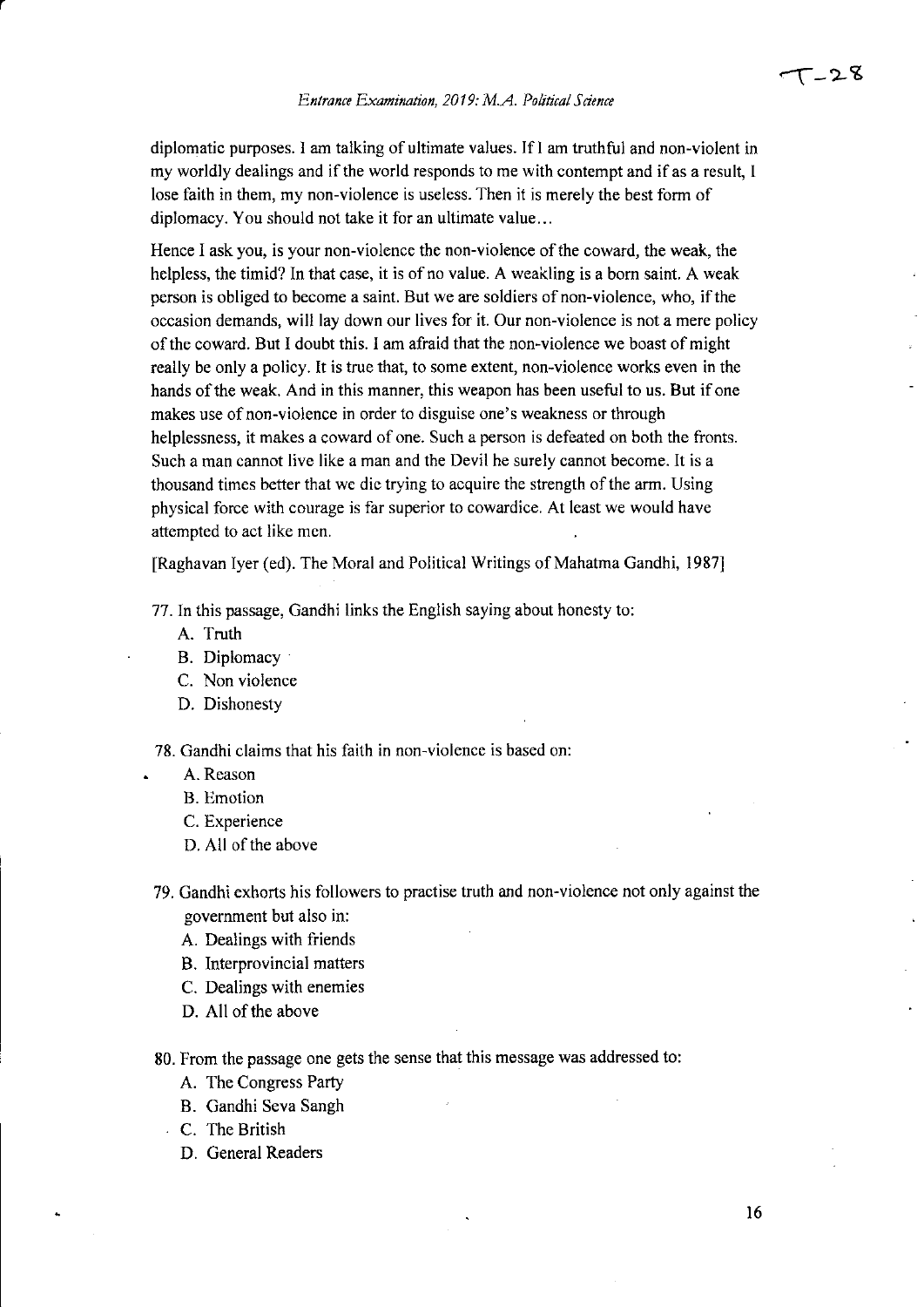diplomatic purposes. I am talking of ultimate values. If I am truthful and non-violent in my worldly dealings and if the world responds to me with contempt and if as a result, I lose faith in them, my non-violence is useless. Then it is merely the best form of diplomacy. You should not take it for an ultimate value...

Hence I ask you, is your non-violence the non-violence of the coward, the weak, the helpless, the timid? In that case, it is of no value. A weakling is a born saint. A weak person is obliged to become a saint. But we are soldiers of non-violence, who, if the occasion demands, will lay down our lives for it. Our non-violence is not a mere policy of the coward. But I doubt this. I am afraid that the non-violence we boast of might really be only a policy. It is true that, to some extent, non-violence works even in the hands of the weak. And in this manner, this weapon has been useful to us. But if one makes use of non-violence in order to disguise one's weakness or through helplessness, it makes a coward of one. Such a person is defeated on both the fronts. Such a man cannot live like a man and the Devil he surely cannot become. It is a thousand times better that we die trying to acquire the strength of the arm. Using physical force with courage is far superior to cowardice. At least we would have attempted to act like men.

[Raghavan Iyer (ed). The Moral and Political Writings of Mahatma Gandhi, 1987]

77. In this passage, Gandhi links the English saying about honesty to:
   - A. Truth
   - B. Diplomacy
   - C. Non violence
   - D. Dishonesty

78. Gandhi claims that his faith in non-violence is based on:
   - A. Reason
   - B. Emotion
   - C. Experience
   - D. All of the above

79. Gandhi exhorts his followers to practise truth and non-violence not only against the government but also in:
   - A. Dealings with friends
   - B. Interprovincial matters
   - C. Dealings with enemies
   - D. All of the above

80. From the passage one gets the sense that this message was addressed to:
   - A. The Congress Party
   - B. Gandhi Seva Sangh
   - C. The British
   - D. General Readers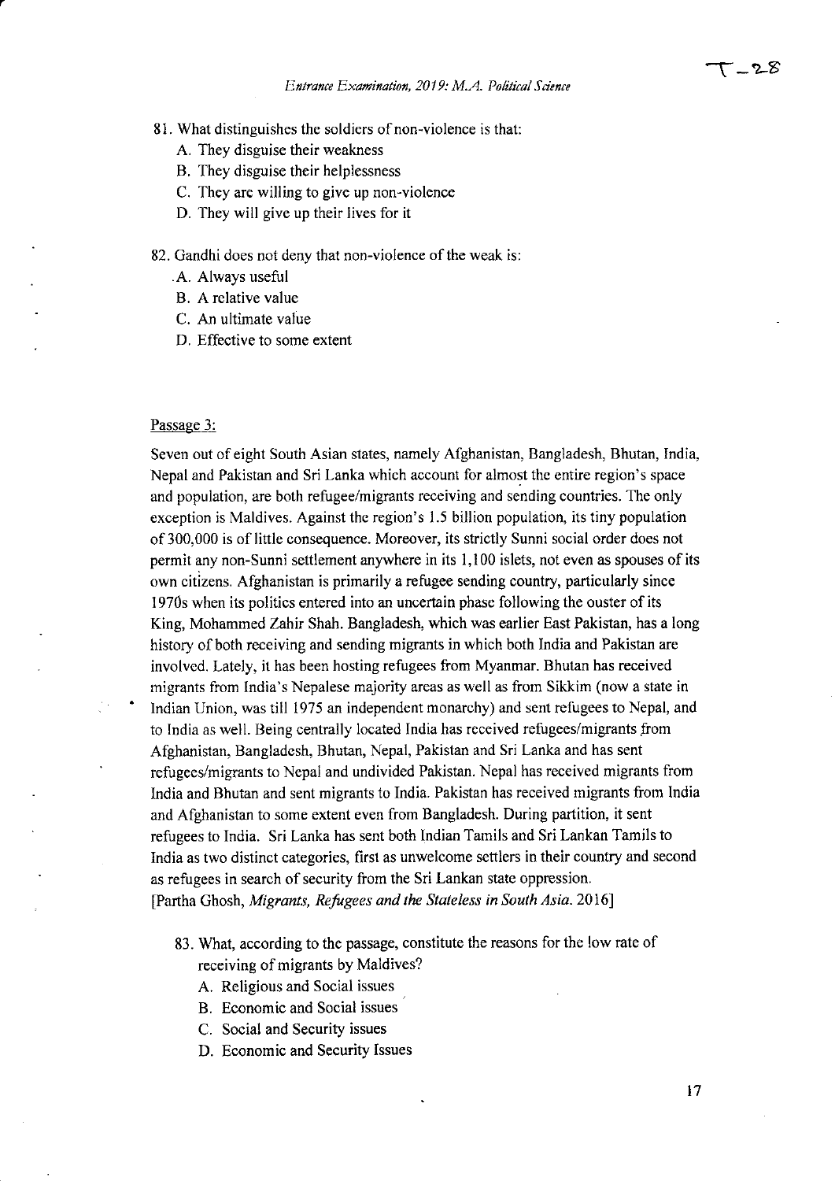81. What distinguishes the soldiers of non-violence is that:
    A. They disguise their weakness
    B. They disguise their helplessness
    C. They are willing to give up non-violence
    D. They will give up their lives for it

82. Gandhi does not deny that non-violence of the weak is:
    A. Always useful
    B. A relative value
    C. An ultimate value
    D. Effective to some extent

Passage 3:

Seven out of eight South Asian states, namely Afghanistan, Bangladesh, Bhutan, India, Nepal and Pakistan and Sri Lanka which account for almost the entire region's space and population, are both refugee/migrants receiving and sending countries. The only exception is Maldives. Against the region's 1.5 billion population, its tiny population of 300,000 is of little consequence. Moreover, its strictly Sunni social order does not permit any non-Sunni settlement anywhere in its 1,100 islets, not even as spouses of its own citizens. Afghanistan is primarily a refugee sending country, particularly since 1970s when its politics entered into an uncertain phase following the ouster of its King, Mohammed Zahir Shah. Bangladesh, which was earlier East Pakistan, has a long history of both receiving and sending migrants in which both India and Pakistan are involved. Lately, it has been hosting refugees from Myanmar. Bhutan has received migrants from India's Nepalese majority areas as well as from Sikkim (now a state in Indian Union, was till 1975 an independent monarchy) and sent refugees to Nepal, and to India as well. Being centrally located India has received refugees/migrants from Afghanistan, Bangladesh, Bhutan, Nepal, Pakistan and Sri Lanka and has sent refugees/migrants to Nepal and undivided Pakistan. Nepal has received migrants from India and Bhutan and sent migrants to India. Pakistan has received migrants from India and Afghanistan to some extent even from Bangladesh. During partition, it sent refugees to India. Sri Lanka has sent both Indian Tamils and Sri Lankan Tamils to India as two distinct categories, first as unwelcome settlers in their country and second as refugees in search of security from the Sri Lankan state oppression.
[Partha Ghosh, *Migrants, Refugees and the Stateless in South Asia*. 2016]

83. What, according to the passage, constitute the reasons for the low rate of receiving of migrants by Maldives?
    A. Religious and Social issues
    B. Economic and Social issues
    C. Social and Security issues
    D. Economic and Security Issues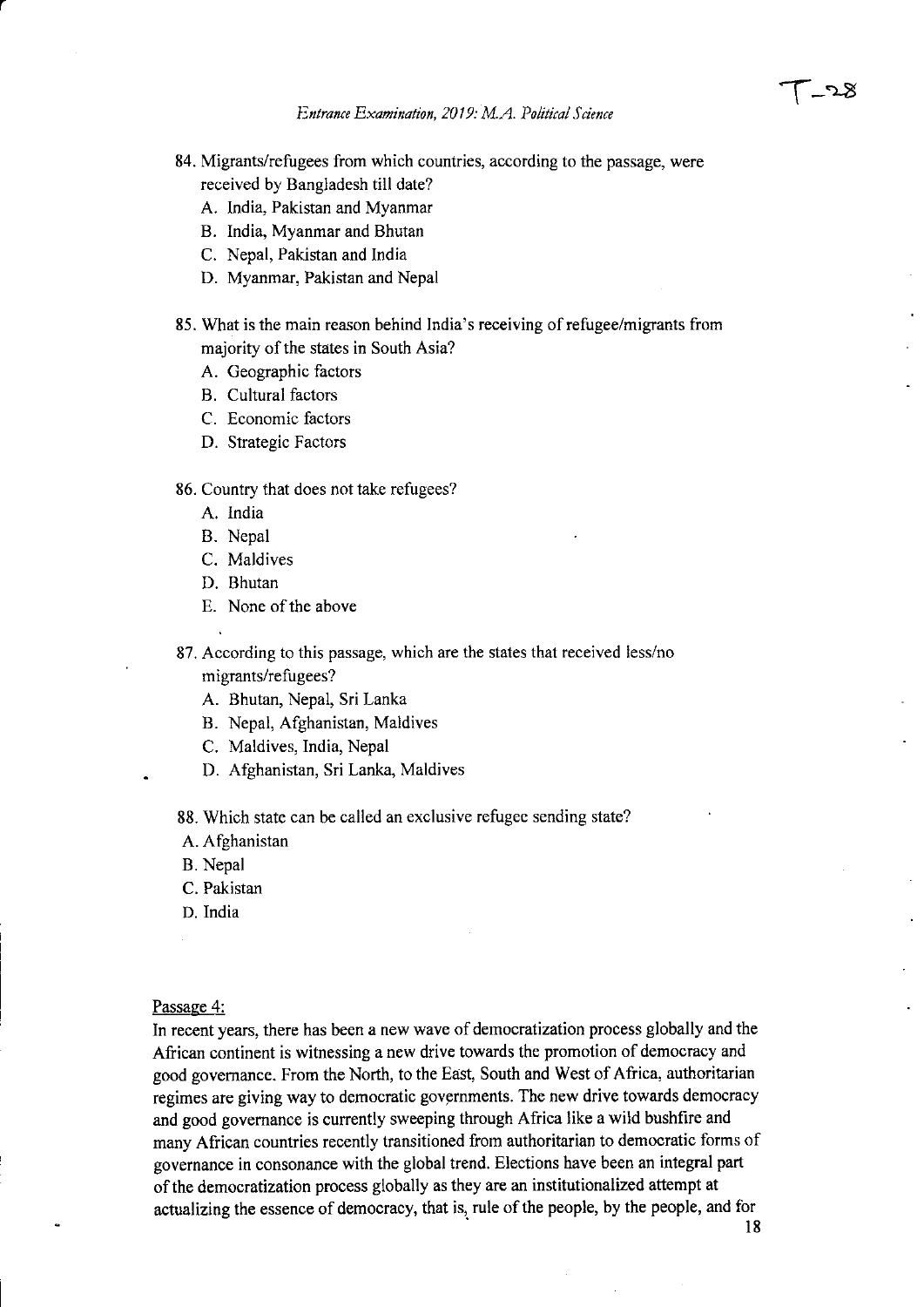84. Migrants/refugees from which countries, according to the passage, were received by Bangladesh till date?
    - A. India, Pakistan and Myanmar
    - B. India, Myanmar and Bhutan
    - C. Nepal, Pakistan and India
    - D. Myanmar, Pakistan and Nepal

85. What is the main reason behind India's receiving of refugee/migrants from majority of the states in South Asia?
    - A. Geographic factors
    - B. Cultural factors
    - C. Economic factors
    - D. Strategic Factors

86. Country that does not take refugees?
    - A. India
    - B. Nepal
    - C. Maldives
    - D. Bhutan
    - E. None of the above

87. According to this passage, which are the states that received less/no migrants/refugees?
    - A. Bhutan, Nepal, Sri Lanka
    - B. Nepal, Afghanistan, Maldives
    - C. Maldives, India, Nepal
    - D. Afghanistan, Sri Lanka, Maldives

88. Which state can be called an exclusive refugee sending state?
    - A. Afghanistan
    - B. Nepal
    - C. Pakistan
    - D. India

Passage 4:

In recent years, there has been a new wave of democratization process globally and the African continent is witnessing a new drive towards the promotion of democracy and good governance. From the North, to the East, South and West of Africa, authoritarian regimes are giving way to democratic governments. The new drive towards democracy and good governance is currently sweeping through Africa like a wild bushfire and many African countries recently transitioned from authoritarian to democratic forms of governance in consonance with the global trend. Elections have been an integral part of the democratization process globally as they are an institutionalized attempt at actualizing the essence of democracy, that is, rule of the people, by the people, and for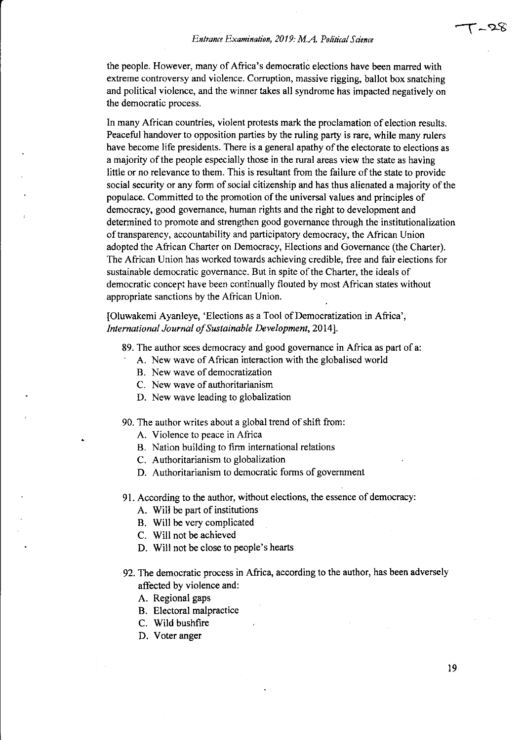the people. However, many of Africa's democratic elections have been marred with extreme controversy and violence. Corruption, massive rigging, ballot box snatching and political violence, and the winner takes all syndrome has impacted negatively on the democratic process.

In many African countries, violent protests mark the proclamation of election results. Peaceful handover to opposition parties by the ruling party is rare, while many rulers have become life presidents. There is a general apathy of the electorate to elections as a majority of the people especially those in the rural areas view the state as having little or no relevance to them. This is resultant from the failure of the state to provide social security or any form of social citizenship and has thus alienated a majority of the populace. Committed to the promotion of the universal values and principles of democracy, good governance, human rights and the right to development and determined to promote and strengthen good governance through the institutionalization of transparency, accountability and participatory democracy, the African Union adopted the African Charter on Democracy, Elections and Governance (the Charter). The African Union has worked towards achieving credible, free and fair elections for sustainable democratic governance. But in spite of the Charter, the ideals of democratic concept have been continually flouted by most African states without appropriate sanctions by the African Union.

[Oluwakemi Ayanleye, 'Elections as a Tool of Democratization in Africa', *International Journal of Sustainable Development*, 2014].

89. The author sees democracy and good governance in Africa as part of a:
    - A. New wave of African interaction with the globalised world
    - B. New wave of democratization
    - C. New wave of authoritarianism
    - D. New wave leading to globalization

90. The author writes about a global trend of shift from:
    - A. Violence to peace in Africa
    - B. Nation building to firm international relations
    - C. Authoritarianism to globalization
    - D. Authoritarianism to democratic forms of government

91. According to the author, without elections, the essence of democracy:
    - A. Will be part of institutions
    - B. Will be very complicated
    - C. Will not be achieved
    - D. Will not be close to people's hearts

92. The democratic process in Africa, according to the author, has been adversely affected by violence and:
    - A. Regional gaps
    - B. Electoral malpractice
    - C. Wild bushfire
    - D. Voter anger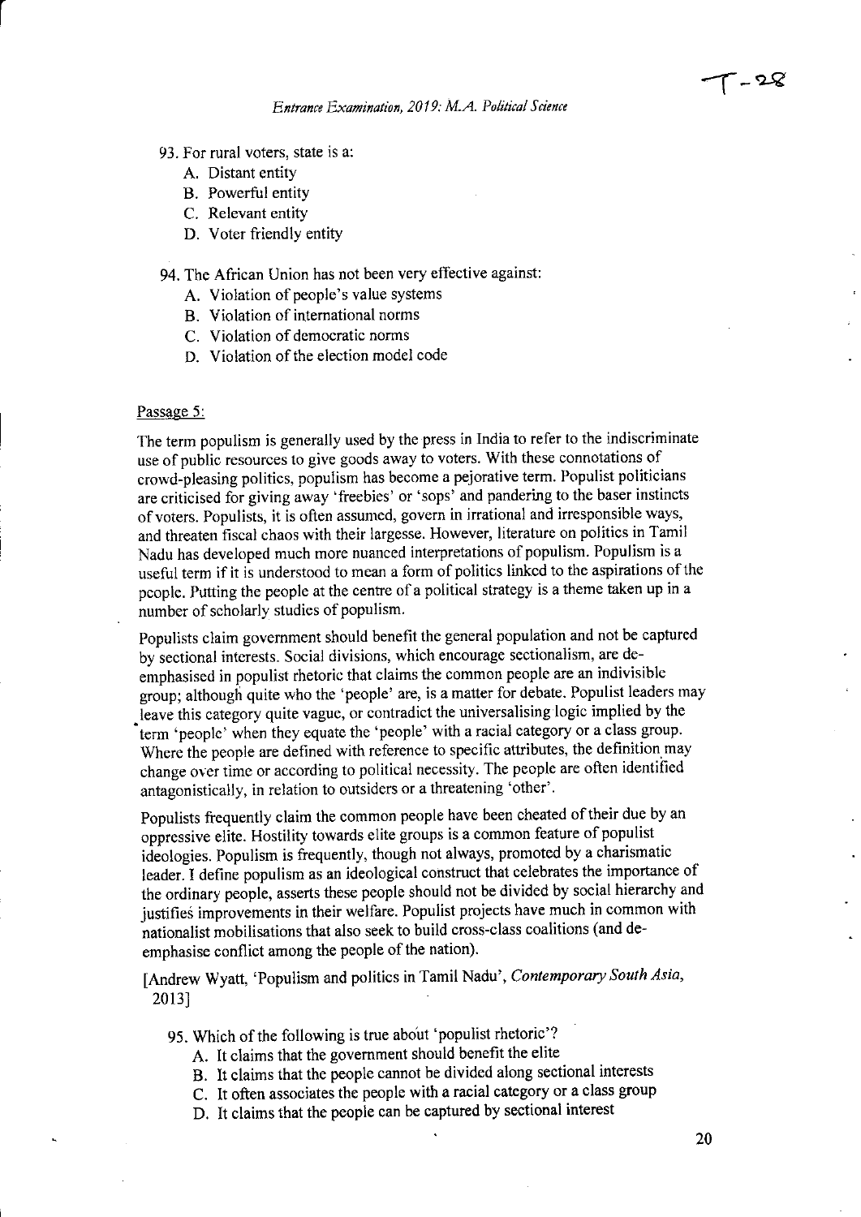93. For rural voters, state is a:
   - A. Distant entity
   - B. Powerful entity
   - C. Relevant entity
   - D. Voter friendly entity

94. The African Union has not been very effective against:
   - A. Violation of people's value systems
   - B. Violation of international norms
   - C. Violation of democratic norms
   - D. Violation of the election model code

Passage 5:

The term populism is generally used by the press in India to refer to the indiscriminate use of public resources to give goods away to voters. With these connotations of crowd-pleasing politics, populism has become a pejorative term. Populist politicians are criticised for giving away 'freebies' or 'sops' and pandering to the baser instincts of voters. Populists, it is often assumed, govern in irrational and irresponsible ways, and threaten fiscal chaos with their largesse. However, literature on politics in Tamil Nadu has developed much more nuanced interpretations of populism. Populism is a useful term if it is understood to mean a form of politics linked to the aspirations of the people. Putting the people at the centre of a political strategy is a theme taken up in a number of scholarly studies of populism.

Populists claim government should benefit the general population and not be captured by sectional interests. Social divisions, which encourage sectionalism, are de-emphasised in populist rhetoric that claims the common people are an indivisible group; although quite who the 'people' are, is a matter for debate. Populist leaders may leave this category quite vague, or contradict the universalising logic implied by the term 'people' when they equate the 'people' with a racial category or a class group. Where the people are defined with reference to specific attributes, the definition may change over time or according to political necessity. The people are often identified antagonistically, in relation to outsiders or a threatening 'other'.

Populists frequently claim the common people have been cheated of their due by an oppressive elite. Hostility towards elite groups is a common feature of populist ideologies. Populism is frequently, though not always, promoted by a charismatic leader. I define populism as an ideological construct that celebrates the importance of the ordinary people, asserts these people should not be divided by social hierarchy and justifies improvements in their welfare. Populist projects have much in common with nationalist mobilisations that also seek to build cross-class coalitions (and de-emphasise conflict among the people of the nation).

[Andrew Wyatt, 'Populism and politics in Tamil Nadu', *Contemporary South Asia*, 2013]

95. Which of the following is true about 'populist rhetoric'?
   - A. It claims that the government should benefit the elite
   - B. It claims that the people cannot be divided along sectional interests
   - C. It often associates the people with a racial category or a class group
   - D. It claims that the people can be captured by sectional interest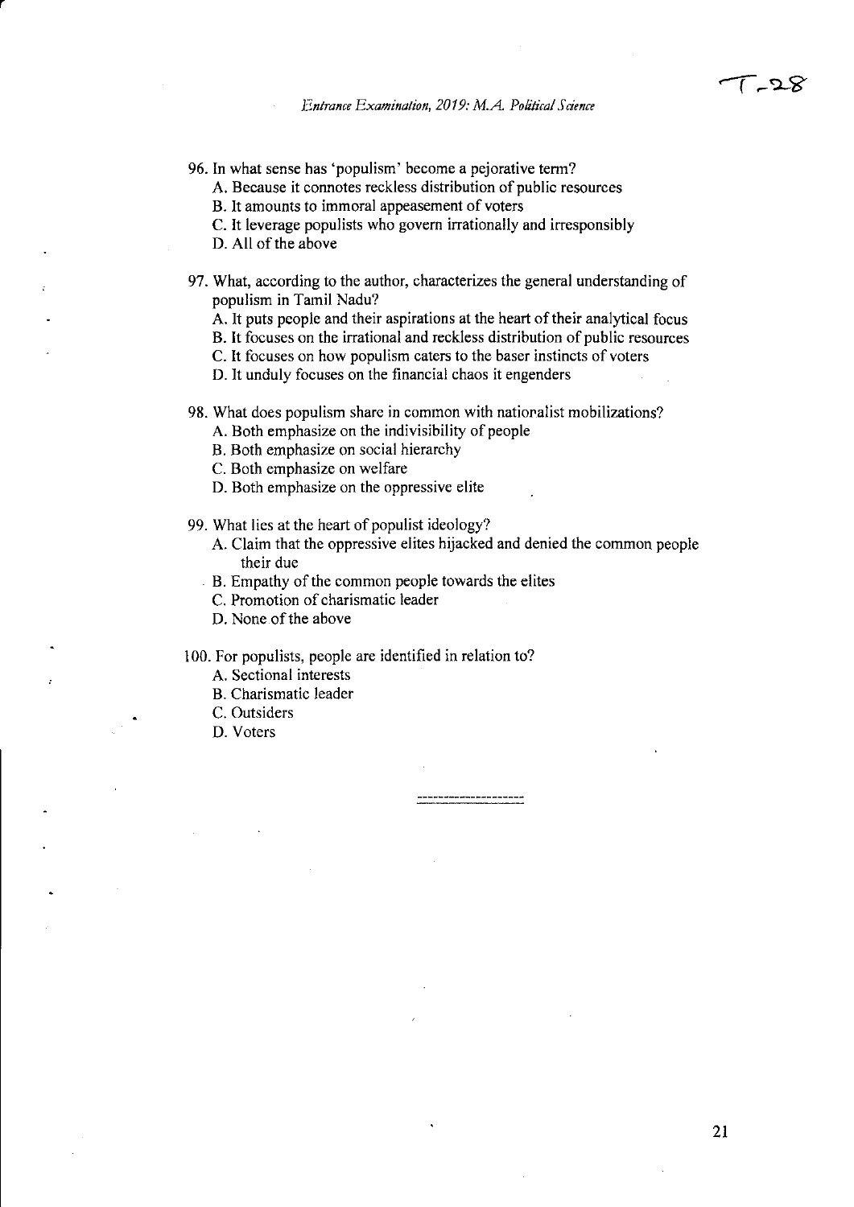96. In what sense has 'populism' become a pejorative term?
   A. Because it connotes reckless distribution of public resources
   B. It amounts to immoral appeasement of voters
   C. It leverage populists who govern irrationally and irresponsibly
   D. All of the above

97. What, according to the author, characterizes the general understanding of populism in Tamil Nadu?
   A. It puts people and their aspirations at the heart of their analytical focus
   B. It focuses on the irrational and reckless distribution of public resources
   C. It focuses on how populism caters to the baser instincts of voters
   D. It unduly focuses on the financial chaos it engenders

98. What does populism share in common with nationalist mobilizations?
   A. Both emphasize on the indivisibility of people
   B. Both emphasize on social hierarchy
   C. Both emphasize on welfare
   D. Both emphasize on the oppressive elite

99. What lies at the heart of populist ideology?
   A. Claim that the oppressive elites hijacked and denied the common people their due
   B. Empathy of the common people towards the elites
   C. Promotion of charismatic leader
   D. None of the above

100. For populists, people are identified in relation to?
   A. Sectional interests
   B. Charismatic leader
   C. Outsiders
   D. Voters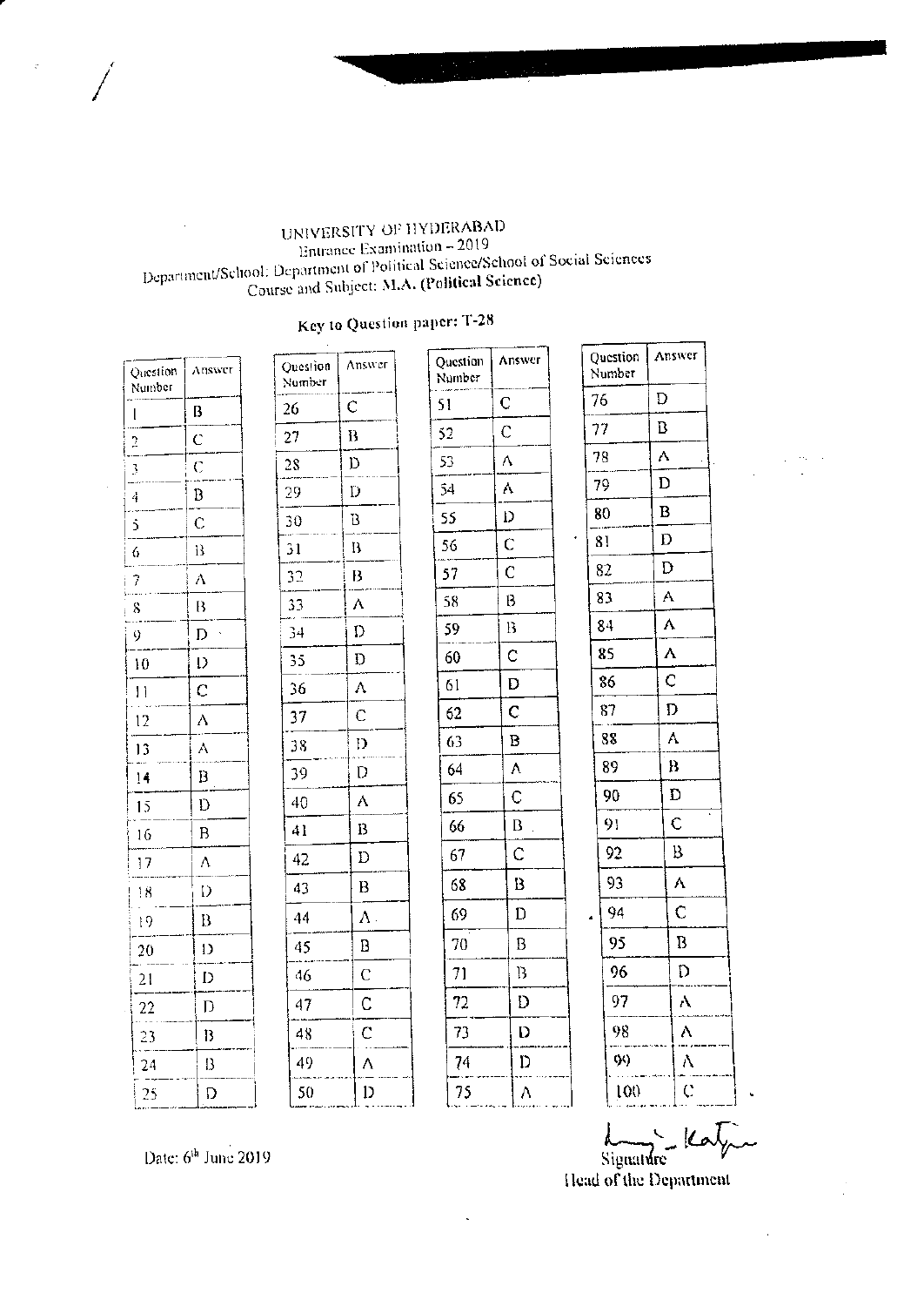UNIVERSITY OF HYDERABAD
Entrance Examination – 2019
Department/School: Department of Political Science/School of Social Sciences
Course and Subject: M.A. (Political Science)

**Key to Question paper: T-28**

| Question Number | Answer | Question Number | Answer | Question Number | Answer | Question Number | Answer |
|---|---|---|---|---|---|---|---|
| 1 | B | 26 | C | 51 | C | 76 | D |
| 2 | C | 27 | B | 52 | C | 77 | B |
| 3 | C | 28 | D | 53 | A | 78 | A |
| 4 | B | 29 | D | 54 | A | 79 | D |
| 5 | C | 30 | B | 55 | D | 80 | B |
| 6 | B | 31 | B | 56 | C | 81 | D |
| 7 | A | 32 | B | 57 | C | 82 | D |
| 8 | B | 33 | A | 58 | B | 83 | A |
| 9 | D | 34 | D | 59 | B | 84 | A |
| 10 | D | 35 | D | 60 | C | 85 | A |
| 11 | C | 36 | A | 61 | D | 86 | C |
| 12 | A | 37 | C | 62 | C | 87 | D |
| 13 | A | 38 | D | 63 | B | 88 | A |
| 14 | B | 39 | D | 64 | A | 89 | B |
| 15 | D | 40 | A | 65 | C | 90 | D |
| 16 | B | 41 | B | 66 | B | 91 | C |
| 17 | A | 42 | D | 67 | C | 92 | B |
| 18 | D | 43 | B | 68 | B | 93 | A |
| 19 | B | 44 | A | 69 | D | 94 | C |
| 20 | D | 45 | B | 70 | B | 95 | B |
| 21 | D | 46 | C | 71 | B | 96 | D |
| 22 | D | 47 | C | 72 | D | 97 | A |
| 23 | B | 48 | C | 73 | D | 98 | A |
| 24 | B | 49 | A | 74 | D | 99 | A |
| 25 | D | 50 | D | 75 | A | 100 | C |

Date: 6[th] June 2019

Signature
Head of the Department